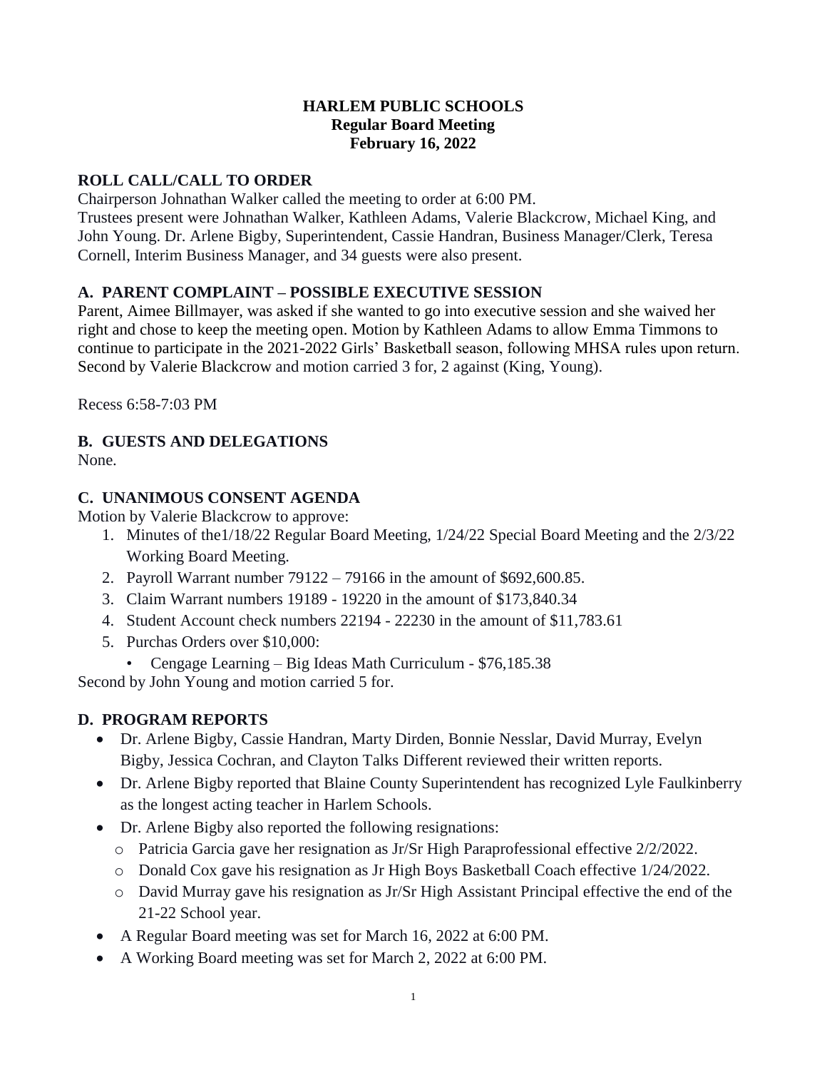# HARLEM PUBLIC SCHOOLS
## Regular Board Meeting
## February 16, 2022

### ROLL CALL/CALL TO ORDER

Chairperson Johnathan Walker called the meeting to order at 6:00 PM.
Trustees present were Johnathan Walker, Kathleen Adams, Valerie Blackcrow, Michael King, and John Young. Dr. Arlene Bigby, Superintendent, Cassie Handran, Business Manager/Clerk, Teresa Cornell, Interim Business Manager, and 34 guests were also present.

### A. PARENT COMPLAINT – POSSIBLE EXECUTIVE SESSION

Parent, Aimee Billmayer, was asked if she wanted to go into executive session and she waived her right and chose to keep the meeting open. Motion by Kathleen Adams to allow Emma Timmons to continue to participate in the 2021-2022 Girls' Basketball season, following MHSA rules upon return. Second by Valerie Blackcrow and motion carried 3 for, 2 against (King, Young).

Recess 6:58-7:03 PM

### B. GUESTS AND DELEGATIONS

None.

### C. UNANIMOUS CONSENT AGENDA

Motion by Valerie Blackcrow to approve:

1. Minutes of the1/18/22 Regular Board Meeting, 1/24/22 Special Board Meeting and the 2/3/22 Working Board Meeting.
2. Payroll Warrant number 79122 – 79166 in the amount of $692,600.85.
3. Claim Warrant numbers 19189 - 19220 in the amount of $173,840.34
4. Student Account check numbers 22194 - 22230 in the amount of $11,783.61
5. Purchas Orders over $10,000:
   - Cengage Learning – Big Ideas Math Curriculum - $76,185.38

Second by John Young and motion carried 5 for.

### D. PROGRAM REPORTS

- Dr. Arlene Bigby, Cassie Handran, Marty Dirden, Bonnie Nesslar, David Murray, Evelyn Bigby, Jessica Cochran, and Clayton Talks Different reviewed their written reports.
- Dr. Arlene Bigby reported that Blaine County Superintendent has recognized Lyle Faulkinberry as the longest acting teacher in Harlem Schools.
- Dr. Arlene Bigby also reported the following resignations:
  - Patricia Garcia gave her resignation as Jr/Sr High Paraprofessional effective 2/2/2022.
  - Donald Cox gave his resignation as Jr High Boys Basketball Coach effective 1/24/2022.
  - David Murray gave his resignation as Jr/Sr High Assistant Principal effective the end of the 21-22 School year.
- A Regular Board meeting was set for March 16, 2022 at 6:00 PM.
- A Working Board meeting was set for March 2, 2022 at 6:00 PM.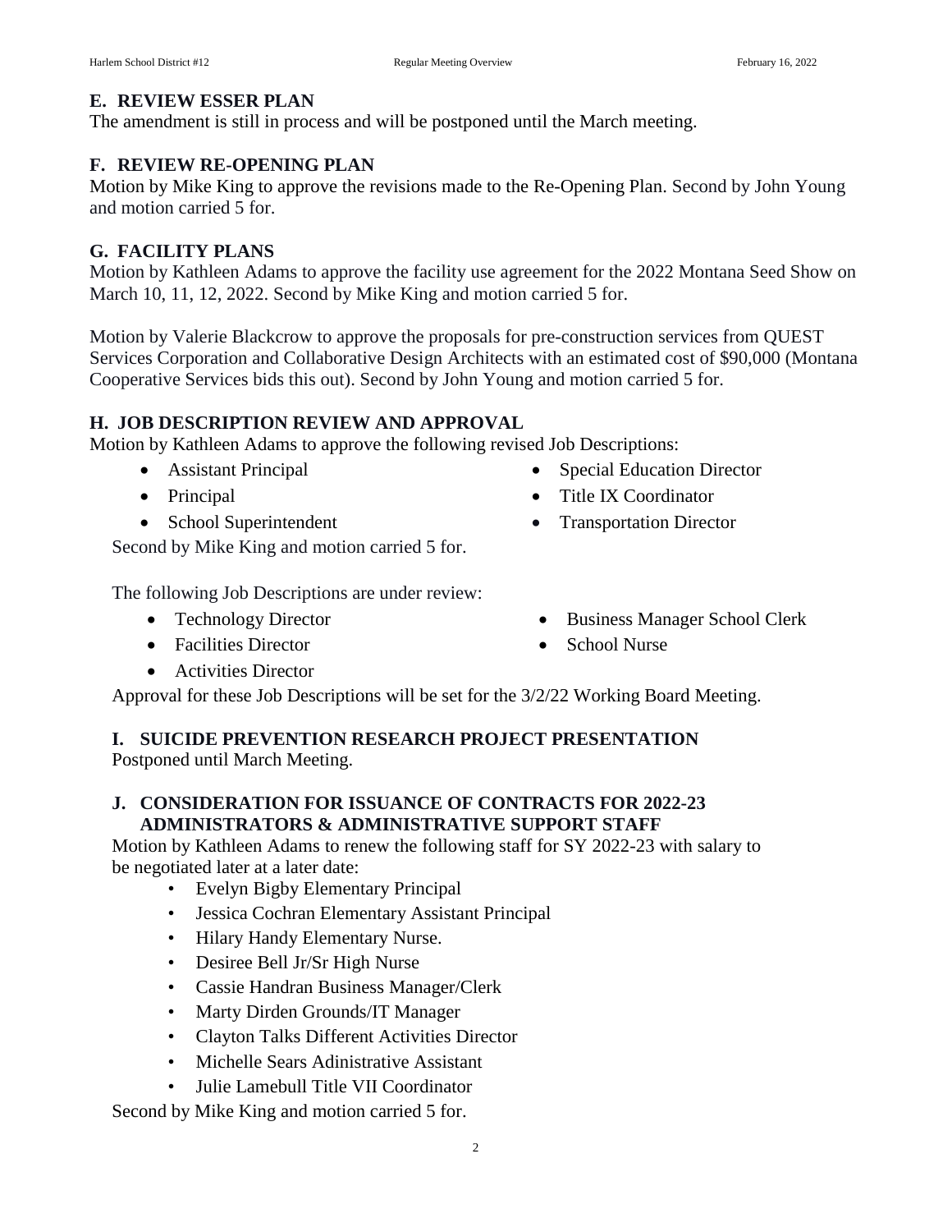## E. REVIEW ESSER PLAN

The amendment is still in process and will be postponed until the March meeting.

## F. REVIEW RE-OPENING PLAN

Motion by Mike King to approve the revisions made to the Re-Opening Plan. Second by John Young and motion carried 5 for.

## G. FACILITY PLANS

Motion by Kathleen Adams to approve the facility use agreement for the 2022 Montana Seed Show on March 10, 11, 12, 2022. Second by Mike King and motion carried 5 for.

Motion by Valerie Blackcrow to approve the proposals for pre-construction services from QUEST Services Corporation and Collaborative Design Architects with an estimated cost of $90,000 (Montana Cooperative Services bids this out). Second by John Young and motion carried 5 for.

## H. JOB DESCRIPTION REVIEW AND APPROVAL

Motion by Kathleen Adams to approve the following revised Job Descriptions:

- Assistant Principal
- Principal
- School Superintendent
- Special Education Director
- Title IX Coordinator
- Transportation Director

Second by Mike King and motion carried 5 for.

The following Job Descriptions are under review:

- Technology Director
- Facilities Director
- Activities Director
- Business Manager School Clerk
- School Nurse

Approval for these Job Descriptions will be set for the 3/2/22 Working Board Meeting.

## I. SUICIDE PREVENTION RESEARCH PROJECT PRESENTATION

Postponed until March Meeting.

## J. CONSIDERATION FOR ISSUANCE OF CONTRACTS FOR 2022-23 ADMINISTRATORS & ADMINISTRATIVE SUPPORT STAFF

Motion by Kathleen Adams to renew the following staff for SY 2022-23 with salary to be negotiated later at a later date:

- Evelyn Bigby Elementary Principal
- Jessica Cochran Elementary Assistant Principal
- Hilary Handy Elementary Nurse.
- Desiree Bell Jr/Sr High Nurse
- Cassie Handran Business Manager/Clerk
- Marty Dirden Grounds/IT Manager
- Clayton Talks Different Activities Director
- Michelle Sears Adinistrative Assistant
- Julie Lamebull Title VII Coordinator

Second by Mike King and motion carried 5 for.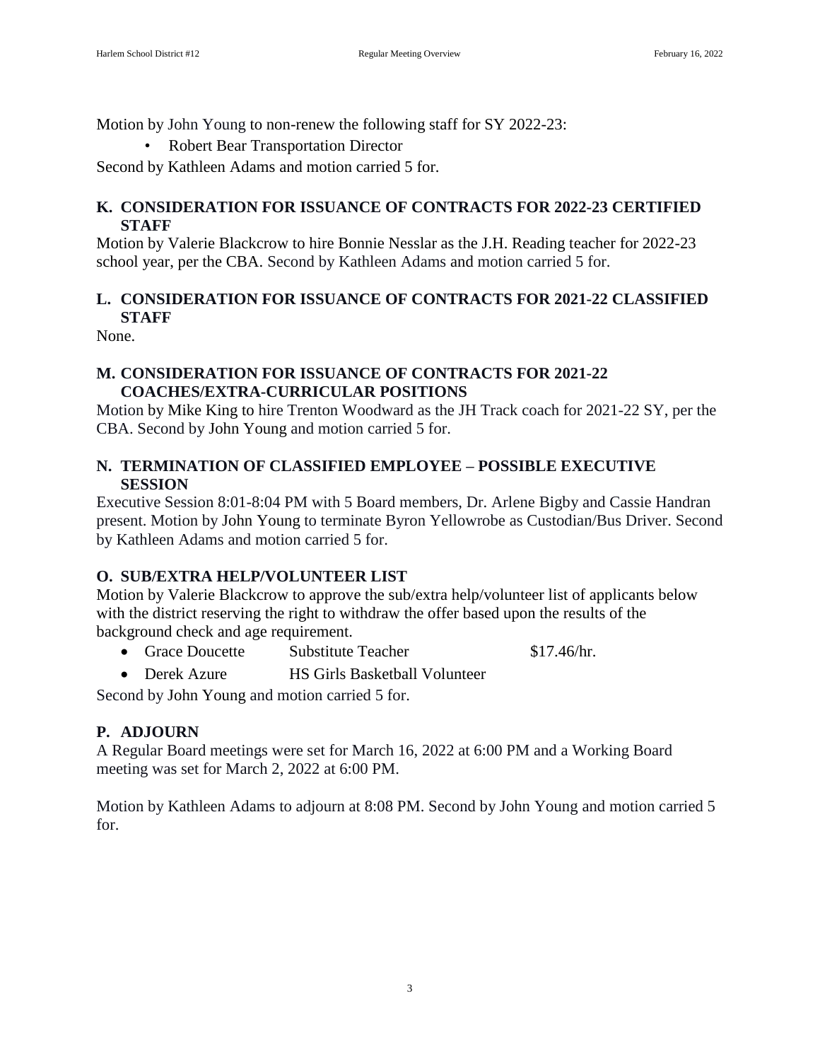Motion by John Young to non-renew the following staff for SY 2022-23:

- Robert Bear Transportation Director

Second by Kathleen Adams and motion carried 5 for.

### K. CONSIDERATION FOR ISSUANCE OF CONTRACTS FOR 2022-23 CERTIFIED STAFF

Motion by Valerie Blackcrow to hire Bonnie Nesslar as the J.H. Reading teacher for 2022-23 school year, per the CBA. Second by Kathleen Adams and motion carried 5 for.

### L. CONSIDERATION FOR ISSUANCE OF CONTRACTS FOR 2021-22 CLASSIFIED STAFF

None.

### M. CONSIDERATION FOR ISSUANCE OF CONTRACTS FOR 2021-22 COACHES/EXTRA-CURRICULAR POSITIONS

Motion by Mike King to hire Trenton Woodward as the JH Track coach for 2021-22 SY, per the CBA. Second by John Young and motion carried 5 for.

### N. TERMINATION OF CLASSIFIED EMPLOYEE – POSSIBLE EXECUTIVE SESSION

Executive Session 8:01-8:04 PM with 5 Board members, Dr. Arlene Bigby and Cassie Handran present. Motion by John Young to terminate Byron Yellowrobe as Custodian/Bus Driver. Second by Kathleen Adams and motion carried 5 for.

### O. SUB/EXTRA HELP/VOLUNTEER LIST

Motion by Valerie Blackcrow to approve the sub/extra help/volunteer list of applicants below with the district reserving the right to withdraw the offer based upon the results of the background check and age requirement.

- Grace Doucette Substitute Teacher $17.46/hr.
- Derek Azure HS Girls Basketball Volunteer

Second by John Young and motion carried 5 for.

### P. ADJOURN

A Regular Board meetings were set for March 16, 2022 at 6:00 PM and a Working Board meeting was set for March 2, 2022 at 6:00 PM.

Motion by Kathleen Adams to adjourn at 8:08 PM. Second by John Young and motion carried 5 for.